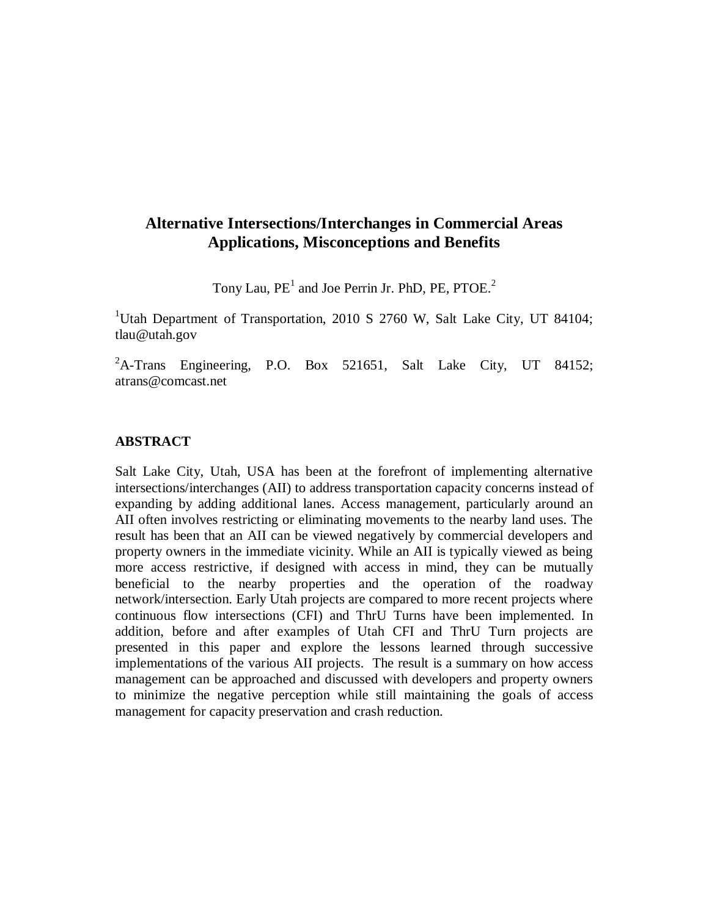# Alternative Intersections/Interchanges in Commercial Areas Applications, Misconceptions and Benefits

Tony Lau, PE[1] and Joe Perrin Jr. PhD, PE, PTOE.[2]

[1]Utah Department of Transportation, 2010 S 2760 W, Salt Lake City, UT 84104; tlau@utah.gov

[2]A-Trans Engineering, P.O. Box 521651, Salt Lake City, UT 84152; atrans@comcast.net

## ABSTRACT

Salt Lake City, Utah, USA has been at the forefront of implementing alternative intersections/interchanges (AII) to address transportation capacity concerns instead of expanding by adding additional lanes. Access management, particularly around an AII often involves restricting or eliminating movements to the nearby land uses. The result has been that an AII can be viewed negatively by commercial developers and property owners in the immediate vicinity. While an AII is typically viewed as being more access restrictive, if designed with access in mind, they can be mutually beneficial to the nearby properties and the operation of the roadway network/intersection. Early Utah projects are compared to more recent projects where continuous flow intersections (CFI) and ThrU Turns have been implemented. In addition, before and after examples of Utah CFI and ThrU Turn projects are presented in this paper and explore the lessons learned through successive implementations of the various AII projects. The result is a summary on how access management can be approached and discussed with developers and property owners to minimize the negative perception while still maintaining the goals of access management for capacity preservation and crash reduction.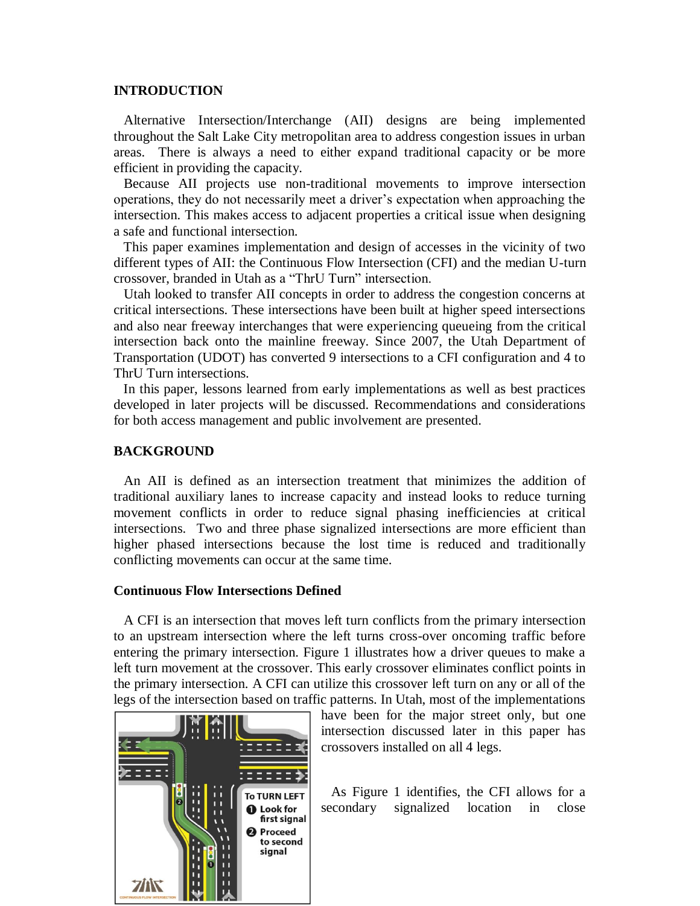## INTRODUCTION

Alternative Intersection/Interchange (AII) designs are being implemented throughout the Salt Lake City metropolitan area to address congestion issues in urban areas. There is always a need to either expand traditional capacity or be more efficient in providing the capacity.

Because AII projects use non-traditional movements to improve intersection operations, they do not necessarily meet a driver's expectation when approaching the intersection. This makes access to adjacent properties a critical issue when designing a safe and functional intersection.

This paper examines implementation and design of accesses in the vicinity of two different types of AII: the Continuous Flow Intersection (CFI) and the median U-turn crossover, branded in Utah as a "ThrU Turn" intersection.

Utah looked to transfer AII concepts in order to address the congestion concerns at critical intersections. These intersections have been built at higher speed intersections and also near freeway interchanges that were experiencing queueing from the critical intersection back onto the mainline freeway. Since 2007, the Utah Department of Transportation (UDOT) has converted 9 intersections to a CFI configuration and 4 to ThrU Turn intersections.

In this paper, lessons learned from early implementations as well as best practices developed in later projects will be discussed. Recommendations and considerations for both access management and public involvement are presented.

## BACKGROUND

An AII is defined as an intersection treatment that minimizes the addition of traditional auxiliary lanes to increase capacity and instead looks to reduce turning movement conflicts in order to reduce signal phasing inefficiencies at critical intersections. Two and three phase signalized intersections are more efficient than higher phased intersections because the lost time is reduced and traditionally conflicting movements can occur at the same time.

### Continuous Flow Intersections Defined

A CFI is an intersection that moves left turn conflicts from the primary intersection to an upstream intersection where the left turns cross-over oncoming traffic before entering the primary intersection. Figure 1 illustrates how a driver queues to make a left turn movement at the crossover. This early crossover eliminates conflict points in the primary intersection. A CFI can utilize this crossover left turn on any or all of the legs of the intersection based on traffic patterns. In Utah, most of the implementations have been for the major street only, but one intersection discussed later in this paper has crossovers installed on all 4 legs.

As Figure 1 identifies, the CFI allows for a secondary signalized location in close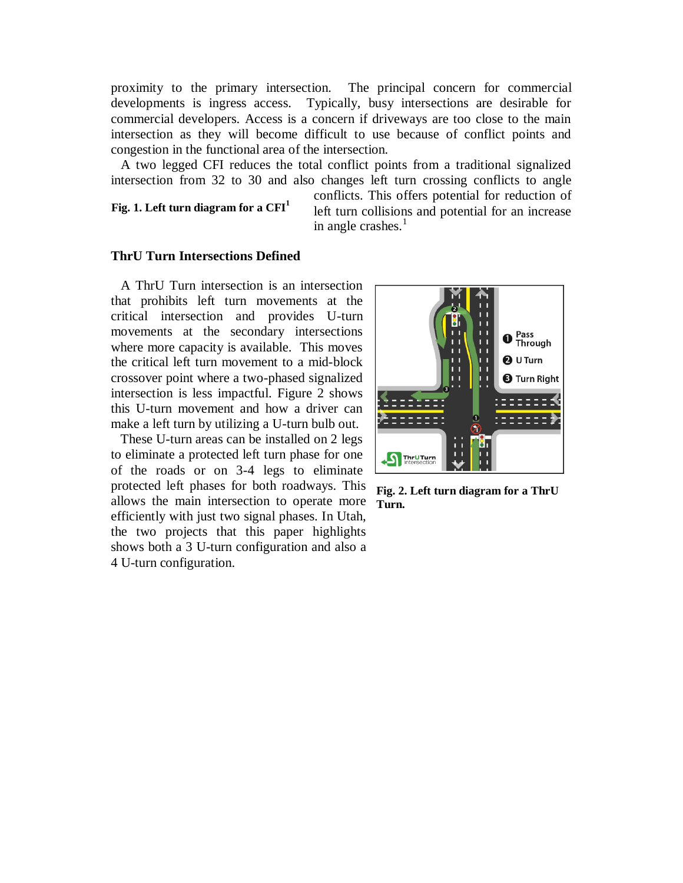proximity to the primary intersection. The principal concern for commercial developments is ingress access. Typically, busy intersections are desirable for commercial developers. Access is a concern if driveways are too close to the main intersection as they will become difficult to use because of conflict points and congestion in the functional area of the intersection.

A two legged CFI reduces the total conflict points from a traditional signalized intersection from 32 to 30 and also changes left turn crossing conflicts to angle conflicts. This offers potential for reduction of left turn collisions and potential for an increase in angle crashes.[1]

**Fig. 1. Left turn diagram for a CFI[1]**

### ThrU Turn Intersections Defined

A ThrU Turn intersection is an intersection that prohibits left turn movements at the critical intersection and provides U-turn movements at the secondary intersections where more capacity is available. This moves the critical left turn movement to a mid-block crossover point where a two-phased signalized intersection is less impactful. Figure 2 shows this U-turn movement and how a driver can make a left turn by utilizing a U-turn bulb out.

These U-turn areas can be installed on 2 legs to eliminate a protected left turn phase for one of the roads or on 3-4 legs to eliminate protected left phases for both roadways. This allows the main intersection to operate more efficiently with just two signal phases. In Utah, the two projects that this paper highlights shows both a 3 U-turn configuration and also a 4 U-turn configuration.

**Fig. 2. Left turn diagram for a ThrU Turn.**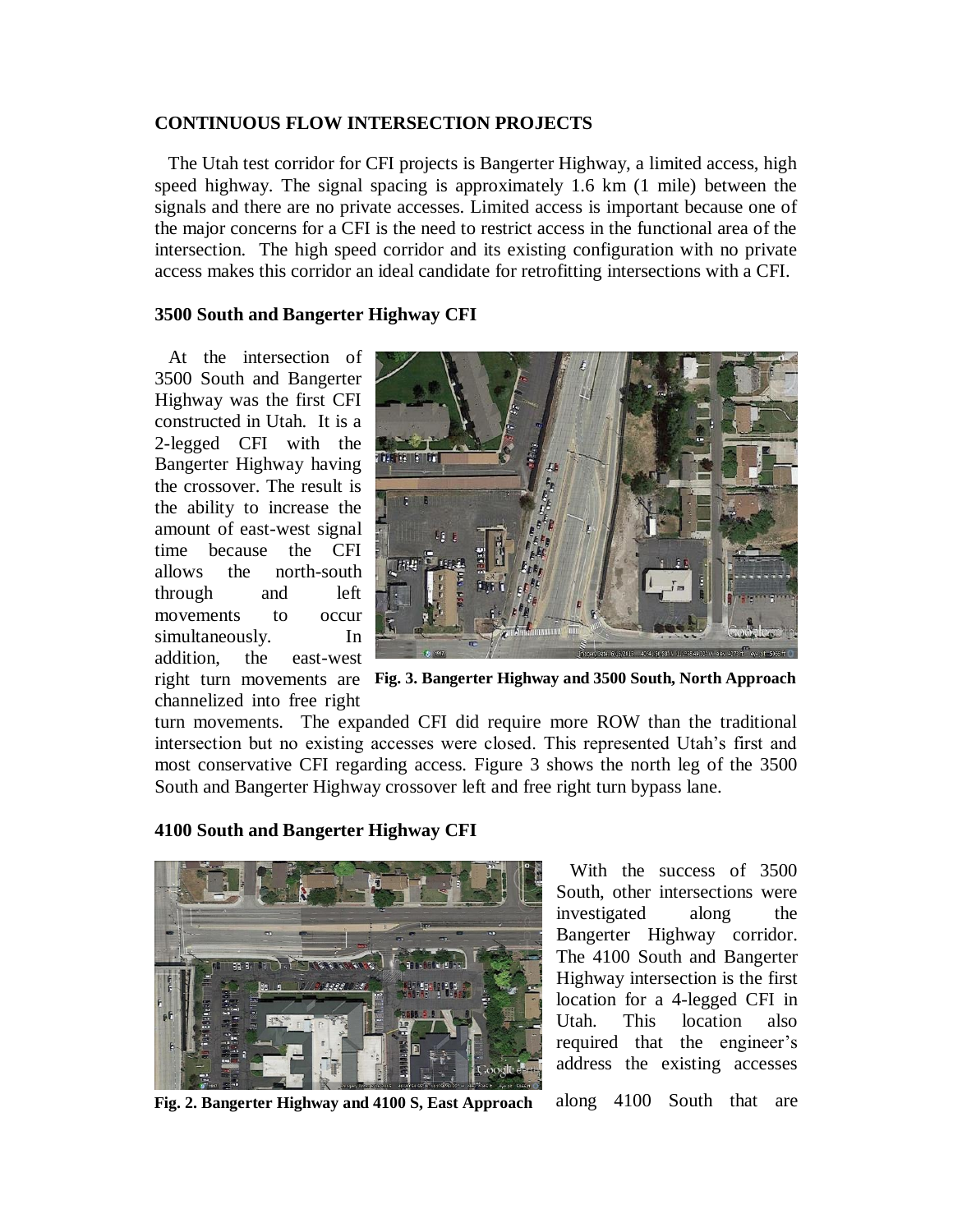## CONTINUOUS FLOW INTERSECTION PROJECTS

The Utah test corridor for CFI projects is Bangerter Highway, a limited access, high speed highway. The signal spacing is approximately 1.6 km (1 mile) between the signals and there are no private accesses. Limited access is important because one of the major concerns for a CFI is the need to restrict access in the functional area of the intersection. The high speed corridor and its existing configuration with no private access makes this corridor an ideal candidate for retrofitting intersections with a CFI.

### 3500 South and Bangerter Highway CFI

At the intersection of 3500 South and Bangerter Highway was the first CFI constructed in Utah. It is a 2-legged CFI with the Bangerter Highway having the crossover. The result is the ability to increase the amount of east-west signal time because the CFI allows the north-south through and left movements to occur simultaneously. In addition, the east-west right turn movements are channelized into free right turn movements. The expanded CFI did require more ROW than the traditional intersection but no existing accesses were closed. This represented Utah's first and most conservative CFI regarding access. Figure 3 shows the north leg of the 3500 South and Bangerter Highway crossover left and free right turn bypass lane.

**Fig. 3. Bangerter Highway and 3500 South, North Approach**

### 4100 South and Bangerter Highway CFI

**Fig. 2. Bangerter Highway and 4100 S, East Approach**

With the success of 3500 South, other intersections were investigated along the Bangerter Highway corridor. The 4100 South and Bangerter Highway intersection is the first location for a 4-legged CFI in Utah. This location also required that the engineer's address the existing accesses along 4100 South that are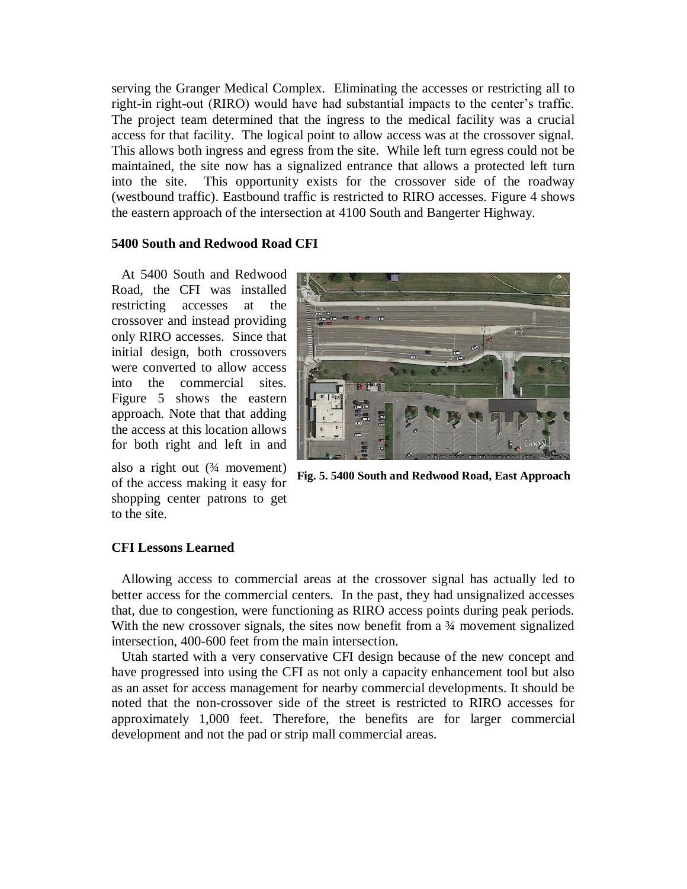serving the Granger Medical Complex. Eliminating the accesses or restricting all to right-in right-out (RIRO) would have had substantial impacts to the center's traffic. The project team determined that the ingress to the medical facility was a crucial access for that facility. The logical point to allow access was at the crossover signal. This allows both ingress and egress from the site. While left turn egress could not be maintained, the site now has a signalized entrance that allows a protected left turn into the site. This opportunity exists for the crossover side of the roadway (westbound traffic). Eastbound traffic is restricted to RIRO accesses. Figure 4 shows the eastern approach of the intersection at 4100 South and Bangerter Highway.

**5400 South and Redwood Road CFI**

At 5400 South and Redwood Road, the CFI was installed restricting accesses at the crossover and instead providing only RIRO accesses. Since that initial design, both crossovers were converted to allow access into the commercial sites. Figure 5 shows the eastern approach. Note that that adding the access at this location allows for both right and left in and also a right out (¾ movement) of the access making it easy for shopping center patrons to get to the site.

**Fig. 5. 5400 South and Redwood Road, East Approach**

**CFI Lessons Learned**

Allowing access to commercial areas at the crossover signal has actually led to better access for the commercial centers. In the past, they had unsignalized accesses that, due to congestion, were functioning as RIRO access points during peak periods. With the new crossover signals, the sites now benefit from a ¾ movement signalized intersection, 400-600 feet from the main intersection.

Utah started with a very conservative CFI design because of the new concept and have progressed into using the CFI as not only a capacity enhancement tool but also as an asset for access management for nearby commercial developments. It should be noted that the non-crossover side of the street is restricted to RIRO accesses for approximately 1,000 feet. Therefore, the benefits are for larger commercial development and not the pad or strip mall commercial areas.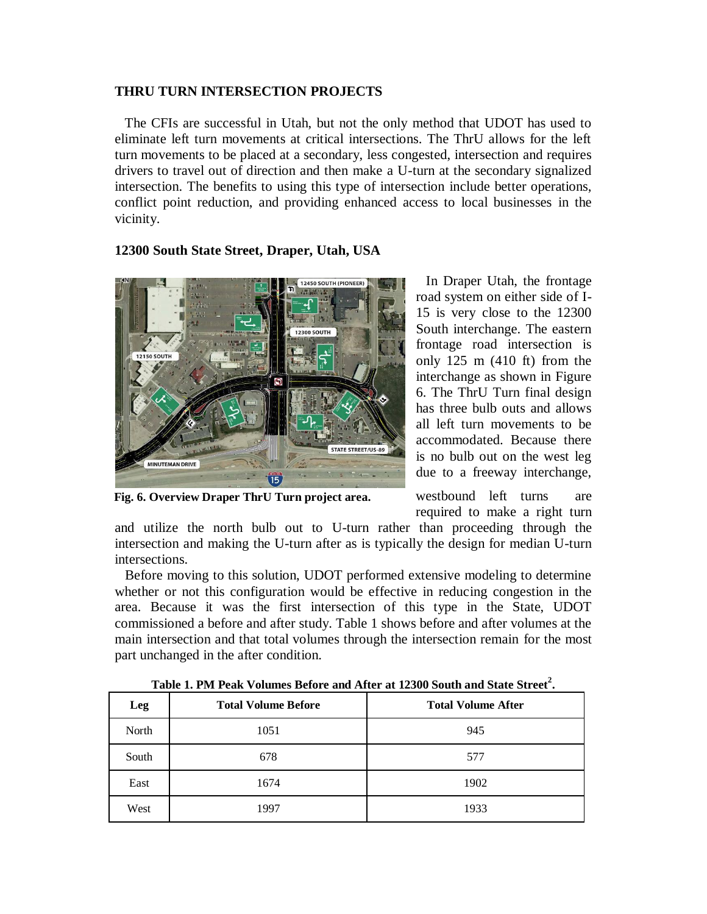## THRU TURN INTERSECTION PROJECTS

The CFIs are successful in Utah, but not the only method that UDOT has used to eliminate left turn movements at critical intersections. The ThrU allows for the left turn movements to be placed at a secondary, less congested, intersection and requires drivers to travel out of direction and then make a U-turn at the secondary signalized intersection. The benefits to using this type of intersection include better operations, conflict point reduction, and providing enhanced access to local businesses in the vicinity.

### 12300 South State Street, Draper, Utah, USA

**Fig. 6. Overview Draper ThrU Turn project area.**

In Draper Utah, the frontage road system on either side of I-15 is very close to the 12300 South interchange. The eastern frontage road intersection is only 125 m (410 ft) from the interchange as shown in Figure 6. The ThrU Turn final design has three bulb outs and allows all left turn movements to be accommodated. Because there is no bulb out on the west leg due to a freeway interchange, westbound left turns are required to make a right turn and utilize the north bulb out to U-turn rather than proceeding through the intersection and making the U-turn after as is typically the design for median U-turn intersections.

Before moving to this solution, UDOT performed extensive modeling to determine whether or not this configuration would be effective in reducing congestion in the area. Because it was the first intersection of this type in the State, UDOT commissioned a before and after study. Table 1 shows before and after volumes at the main intersection and that total volumes through the intersection remain for the most part unchanged in the after condition.

**Table 1. PM Peak Volumes Before and After at 12300 South and State Street[2].**

| Leg | Total Volume Before | Total Volume After |
|---|---|---|
| North | 1051 | 945 |
| South | 678 | 577 |
| East | 1674 | 1902 |
| West | 1997 | 1933 |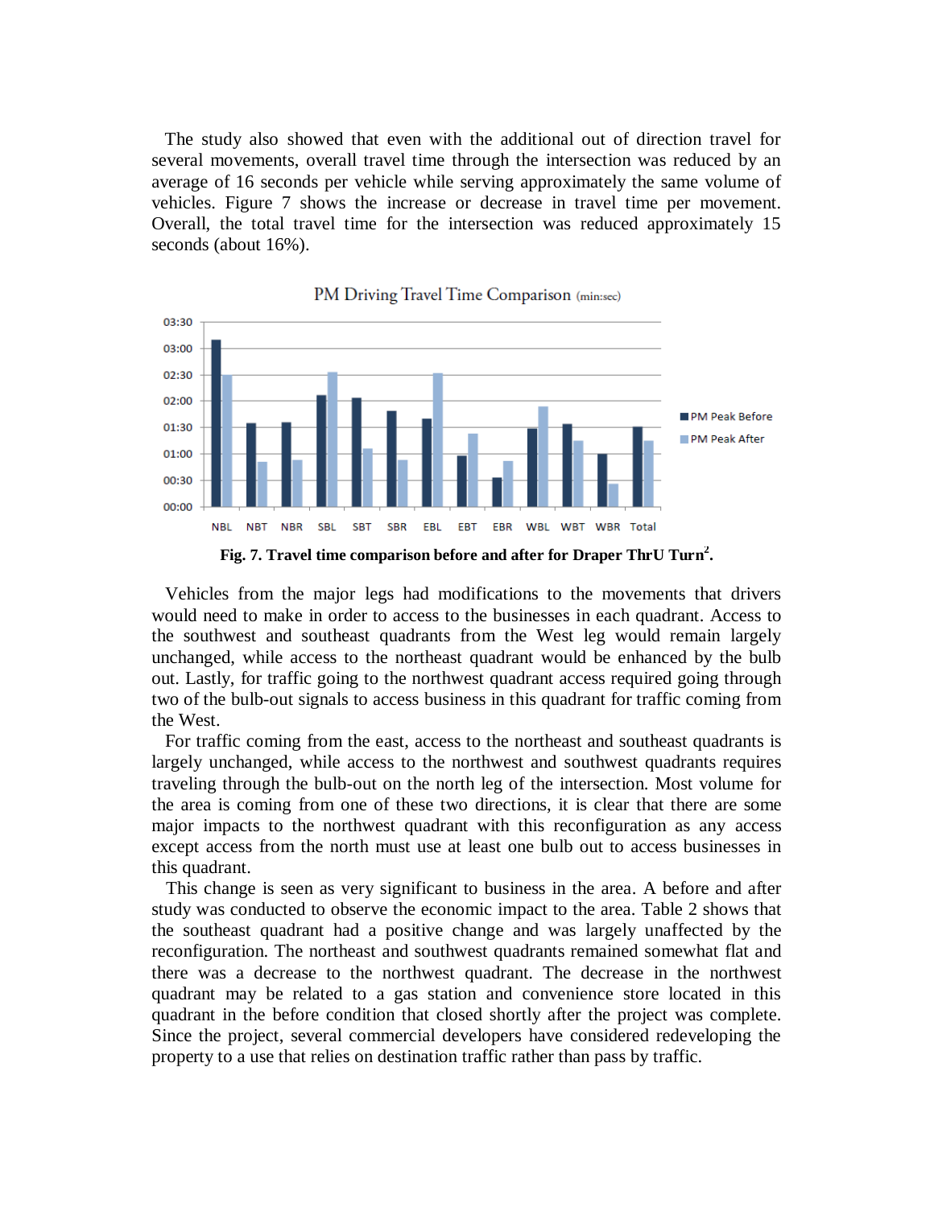The study also showed that even with the additional out of direction travel for several movements, overall travel time through the intersection was reduced by an average of 16 seconds per vehicle while serving approximately the same volume of vehicles. Figure 7 shows the increase or decrease in travel time per movement. Overall, the total travel time for the intersection was reduced approximately 15 seconds (about 16%).

**Fig. 7. Travel time comparison before and after for Draper ThrU Turn[2].**

Vehicles from the major legs had modifications to the movements that drivers would need to make in order to access to the businesses in each quadrant. Access to the southwest and southeast quadrants from the West leg would remain largely unchanged, while access to the northeast quadrant would be enhanced by the bulb out. Lastly, for traffic going to the northwest quadrant access required going through two of the bulb-out signals to access business in this quadrant for traffic coming from the West.

For traffic coming from the east, access to the northeast and southeast quadrants is largely unchanged, while access to the northwest and southwest quadrants requires traveling through the bulb-out on the north leg of the intersection. Most volume for the area is coming from one of these two directions, it is clear that there are some major impacts to the northwest quadrant with this reconfiguration as any access except access from the north must use at least one bulb out to access businesses in this quadrant.

This change is seen as very significant to business in the area. A before and after study was conducted to observe the economic impact to the area. Table 2 shows that the southeast quadrant had a positive change and was largely unaffected by the reconfiguration. The northeast and southwest quadrants remained somewhat flat and there was a decrease to the northwest quadrant. The decrease in the northwest quadrant may be related to a gas station and convenience store located in this quadrant in the before condition that closed shortly after the project was complete. Since the project, several commercial developers have considered redeveloping the property to a use that relies on destination traffic rather than pass by traffic.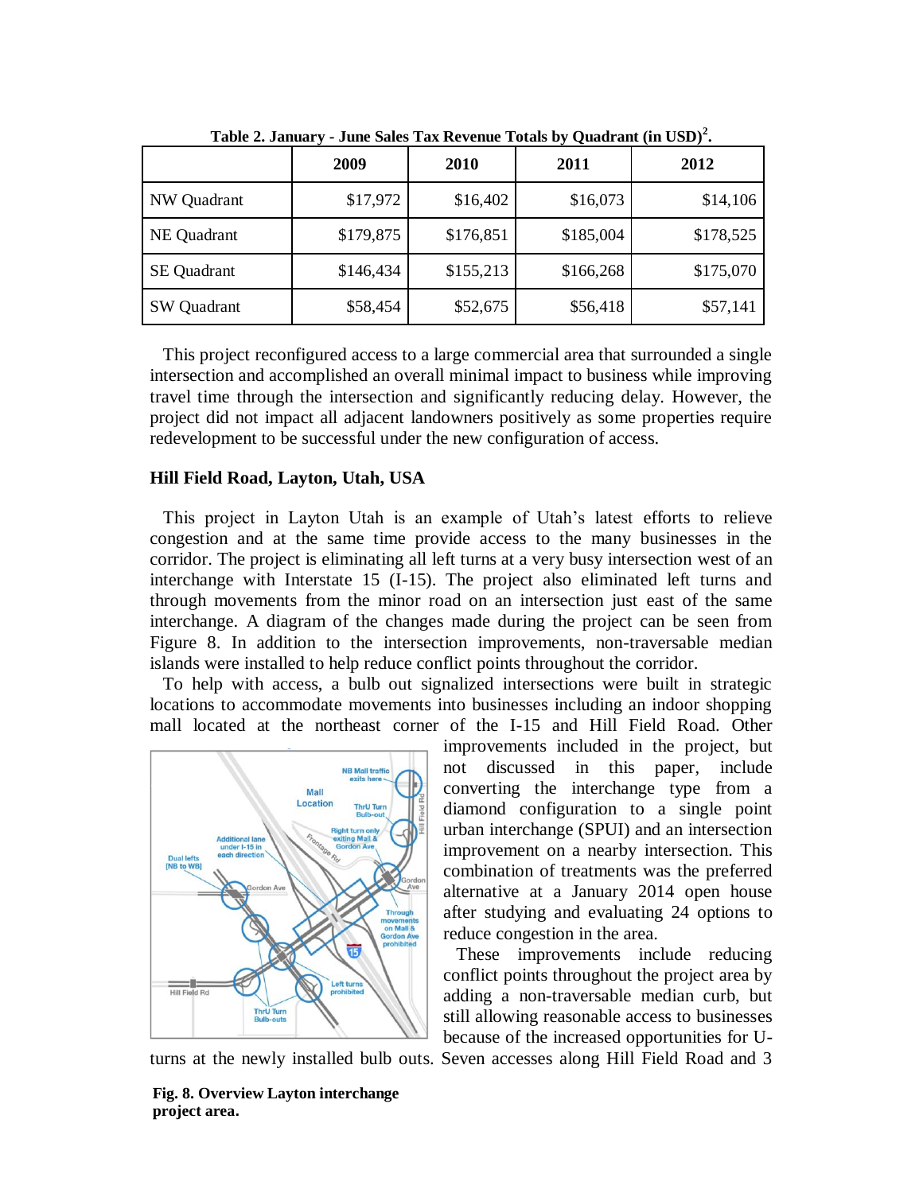Table 2. January - June Sales Tax Revenue Totals by Quadrant (in USD)[2].

| | 2009 | 2010 | 2011 | 2012 |
|---|---|---|---|---|
| NW Quadrant | $17,972 | $16,402 | $16,073 | $14,106 |
| NE Quadrant | $179,875 | $176,851 | $185,004 | $178,525 |
| SE Quadrant | $146,434 | $155,213 | $166,268 | $175,070 |
| SW Quadrant | $58,454 | $52,675 | $56,418 | $57,141 |

This project reconfigured access to a large commercial area that surrounded a single intersection and accomplished an overall minimal impact to business while improving travel time through the intersection and significantly reducing delay. However, the project did not impact all adjacent landowners positively as some properties require redevelopment to be successful under the new configuration of access.

## Hill Field Road, Layton, Utah, USA

This project in Layton Utah is an example of Utah's latest efforts to relieve congestion and at the same time provide access to the many businesses in the corridor. The project is eliminating all left turns at a very busy intersection west of an interchange with Interstate 15 (I-15). The project also eliminated left turns and through movements from the minor road on an intersection just east of the same interchange. A diagram of the changes made during the project can be seen from Figure 8. In addition to the intersection improvements, non-traversable median islands were installed to help reduce conflict points throughout the corridor.

To help with access, a bulb out signalized intersections were built in strategic locations to accommodate movements into businesses including an indoor shopping mall located at the northeast corner of the I-15 and Hill Field Road. Other improvements included in the project, but not discussed in this paper, include converting the interchange type from a diamond configuration to a single point urban interchange (SPUI) and an intersection improvement on a nearby intersection. This combination of treatments was the preferred alternative at a January 2014 open house after studying and evaluating 24 options to reduce congestion in the area.

These improvements include reducing conflict points throughout the project area by adding a non-traversable median curb, but still allowing reasonable access to businesses because of the increased opportunities for U-turns at the newly installed bulb outs. Seven accesses along Hill Field Road and 3

**Fig. 8. Overview Layton interchange project area.**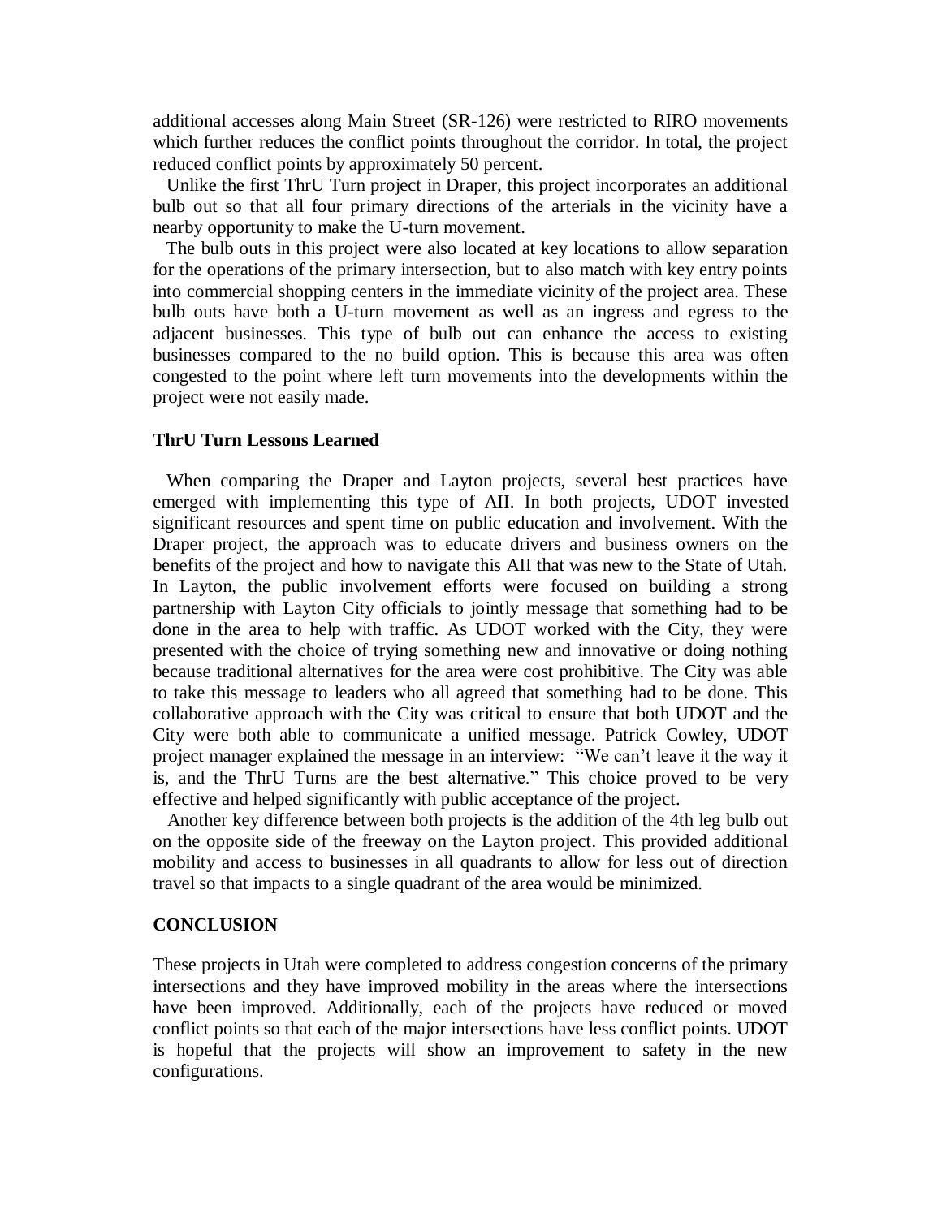additional accesses along Main Street (SR-126) were restricted to RIRO movements which further reduces the conflict points throughout the corridor. In total, the project reduced conflict points by approximately 50 percent.

Unlike the first ThrU Turn project in Draper, this project incorporates an additional bulb out so that all four primary directions of the arterials in the vicinity have a nearby opportunity to make the U-turn movement.

The bulb outs in this project were also located at key locations to allow separation for the operations of the primary intersection, but to also match with key entry points into commercial shopping centers in the immediate vicinity of the project area. These bulb outs have both a U-turn movement as well as an ingress and egress to the adjacent businesses. This type of bulb out can enhance the access to existing businesses compared to the no build option. This is because this area was often congested to the point where left turn movements into the developments within the project were not easily made.

### ThrU Turn Lessons Learned

When comparing the Draper and Layton projects, several best practices have emerged with implementing this type of AII. In both projects, UDOT invested significant resources and spent time on public education and involvement. With the Draper project, the approach was to educate drivers and business owners on the benefits of the project and how to navigate this AII that was new to the State of Utah. In Layton, the public involvement efforts were focused on building a strong partnership with Layton City officials to jointly message that something had to be done in the area to help with traffic. As UDOT worked with the City, they were presented with the choice of trying something new and innovative or doing nothing because traditional alternatives for the area were cost prohibitive. The City was able to take this message to leaders who all agreed that something had to be done. This collaborative approach with the City was critical to ensure that both UDOT and the City were both able to communicate a unified message. Patrick Cowley, UDOT project manager explained the message in an interview: "We can't leave it the way it is, and the ThrU Turns are the best alternative." This choice proved to be very effective and helped significantly with public acceptance of the project.

Another key difference between both projects is the addition of the 4th leg bulb out on the opposite side of the freeway on the Layton project. This provided additional mobility and access to businesses in all quadrants to allow for less out of direction travel so that impacts to a single quadrant of the area would be minimized.

## CONCLUSION

These projects in Utah were completed to address congestion concerns of the primary intersections and they have improved mobility in the areas where the intersections have been improved. Additionally, each of the projects have reduced or moved conflict points so that each of the major intersections have less conflict points. UDOT is hopeful that the projects will show an improvement to safety in the new configurations.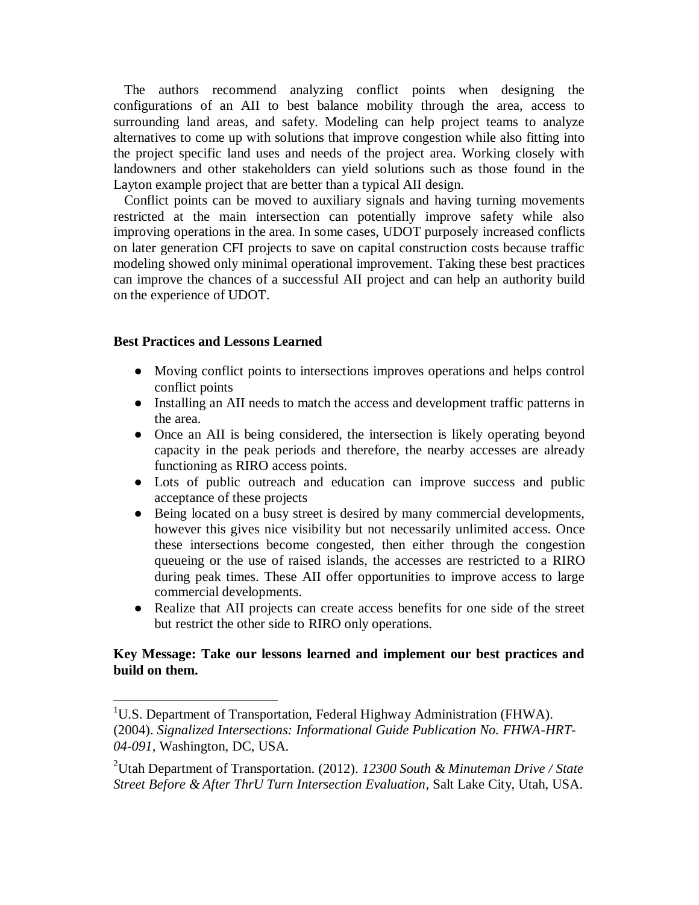The authors recommend analyzing conflict points when designing the configurations of an AII to best balance mobility through the area, access to surrounding land areas, and safety. Modeling can help project teams to analyze alternatives to come up with solutions that improve congestion while also fitting into the project specific land uses and needs of the project area. Working closely with landowners and other stakeholders can yield solutions such as those found in the Layton example project that are better than a typical AII design.

Conflict points can be moved to auxiliary signals and having turning movements restricted at the main intersection can potentially improve safety while also improving operations in the area. In some cases, UDOT purposely increased conflicts on later generation CFI projects to save on capital construction costs because traffic modeling showed only minimal operational improvement. Taking these best practices can improve the chances of a successful AII project and can help an authority build on the experience of UDOT.

**Best Practices and Lessons Learned**

- Moving conflict points to intersections improves operations and helps control conflict points
- Installing an AII needs to match the access and development traffic patterns in the area.
- Once an AII is being considered, the intersection is likely operating beyond capacity in the peak periods and therefore, the nearby accesses are already functioning as RIRO access points.
- Lots of public outreach and education can improve success and public acceptance of these projects
- Being located on a busy street is desired by many commercial developments, however this gives nice visibility but not necessarily unlimited access. Once these intersections become congested, then either through the congestion queueing or the use of raised islands, the accesses are restricted to a RIRO during peak times. These AII offer opportunities to improve access to large commercial developments.
- Realize that AII projects can create access benefits for one side of the street but restrict the other side to RIRO only operations.

**Key Message: Take our lessons learned and implement our best practices and build on them.**

---

[1]U.S. Department of Transportation, Federal Highway Administration (FHWA). (2004). *Signalized Intersections: Informational Guide Publication No. FHWA-HRT-04-091*, Washington, DC, USA.

[2]Utah Department of Transportation. (2012). *12300 South & Minuteman Drive / State Street Before & After ThrU Turn Intersection Evaluation*, Salt Lake City, Utah, USA.